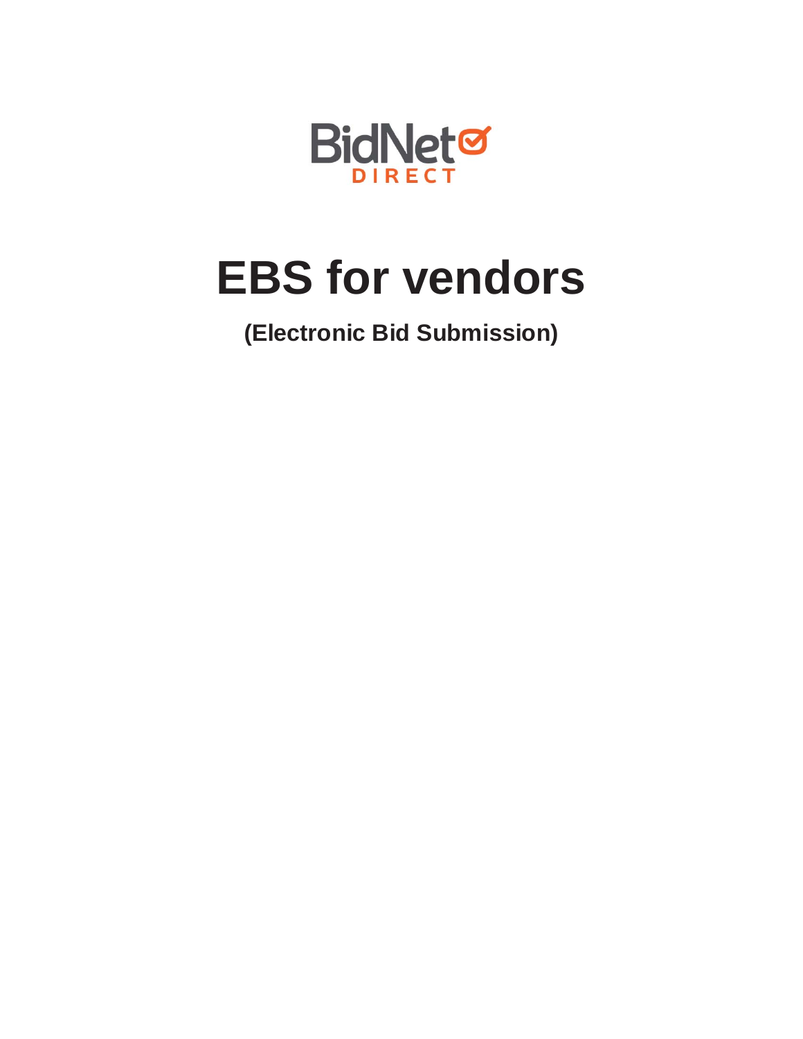BidNet DIRECT

# EBS for vendors

## (Electronic Bid Submission)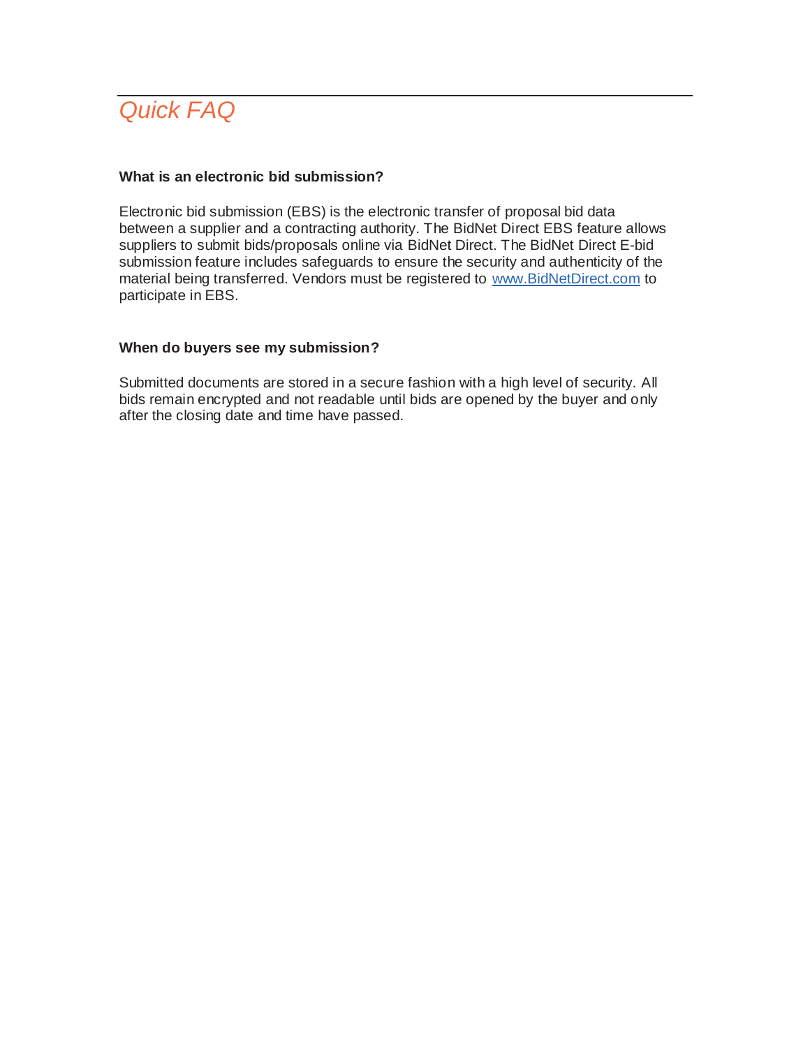## *Quick FAQ*

**What is an electronic bid submission?**

Electronic bid submission (EBS) is the electronic transfer of proposal bid data between a supplier and a contracting authority. The BidNet Direct EBS feature allows suppliers to submit bids/proposals online via BidNet Direct. The BidNet Direct E-bid submission feature includes safeguards to ensure the security and authenticity of the material being transferred. Vendors must be registered to [www.BidNetDirect.com](http://www.BidNetDirect.com) to participate in EBS.

**When do buyers see my submission?**

Submitted documents are stored in a secure fashion with a high level of security. All bids remain encrypted and not readable until bids are opened by the buyer and only after the closing date and time have passed.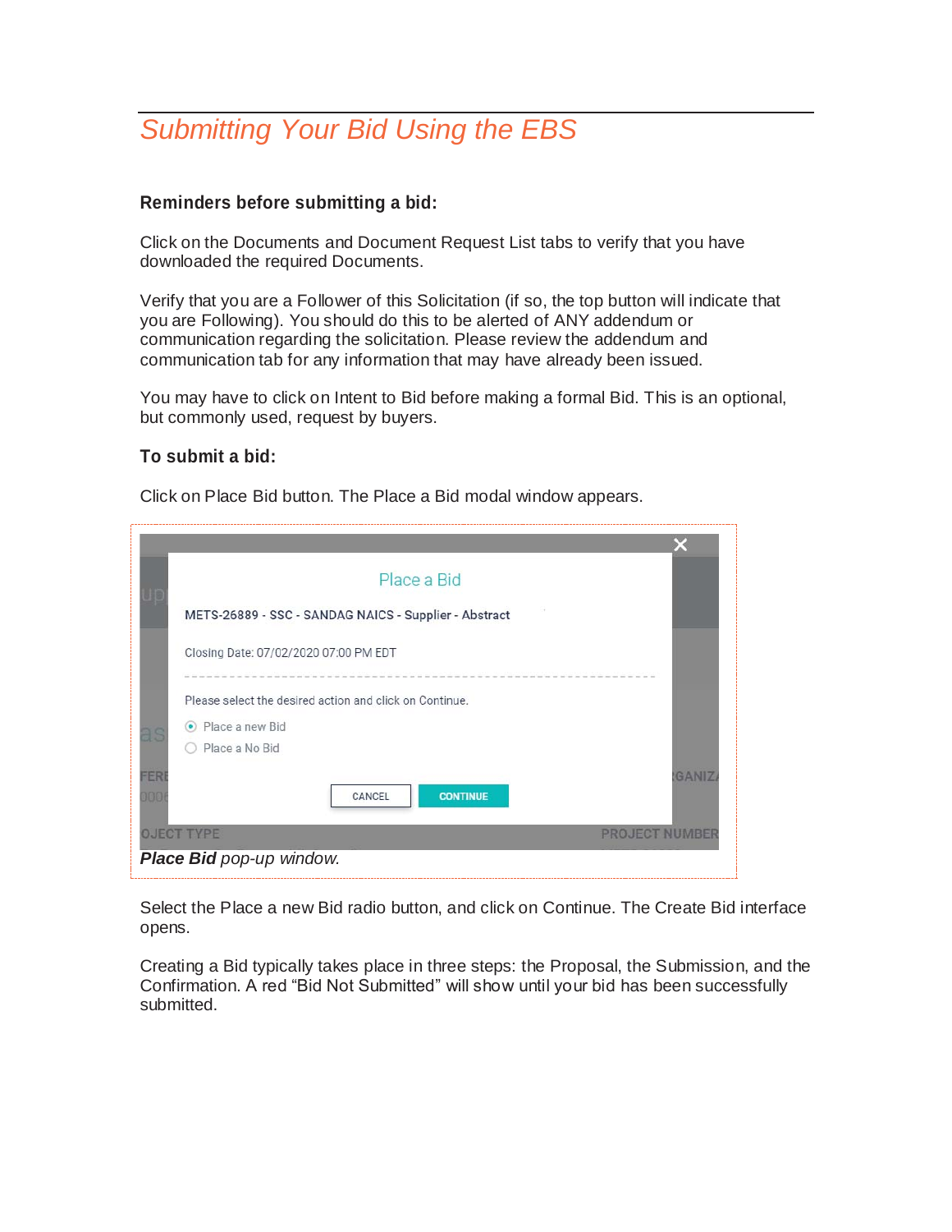# Submitting Your Bid Using the EBS

**Reminders before submitting a bid:**

Click on the Documents and Document Request List tabs to verify that you have downloaded the required Documents.

Verify that you are a Follower of this Solicitation (if so, the top button will indicate that you are Following). You should do this to be alerted of ANY addendum or communication regarding the solicitation. Please review the addendum and communication tab for any information that may have already been issued.

You may have to click on Intent to Bid before making a formal Bid. This is an optional, but commonly used, request by buyers.

**To submit a bid:**

Click on Place Bid button. The Place a Bid modal window appears.

***Place Bid*** *pop-up window.*

Select the Place a new Bid radio button, and click on Continue. The Create Bid interface opens.

Creating a Bid typically takes place in three steps: the Proposal, the Submission, and the Confirmation. A red “Bid Not Submitted” will show until your bid has been successfully submitted.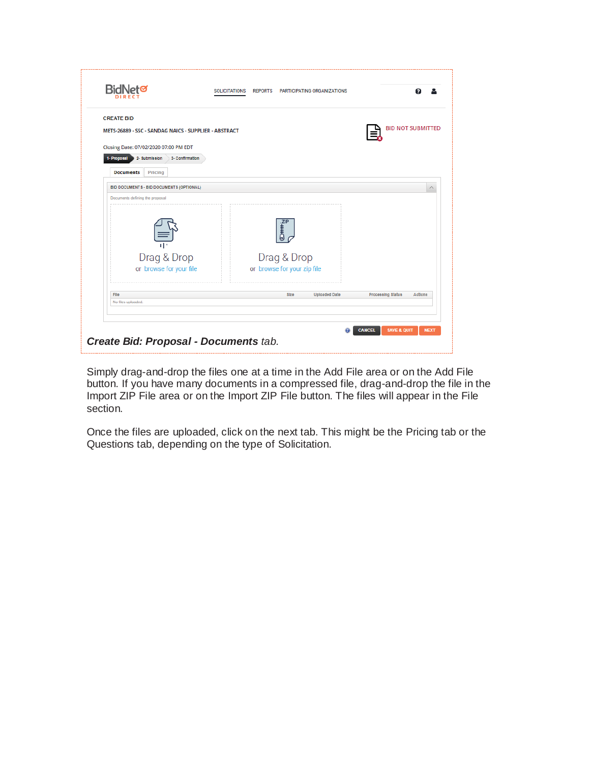*Create Bid: Proposal - Documents* tab.

Simply drag-and-drop the files one at a time in the Add File area or on the Add File button. If you have many documents in a compressed file, drag-and-drop the file in the Import ZIP File area or on the Import ZIP File button. The files will appear in the File section.

Once the files are uploaded, click on the next tab. This might be the Pricing tab or the Questions tab, depending on the type of Solicitation.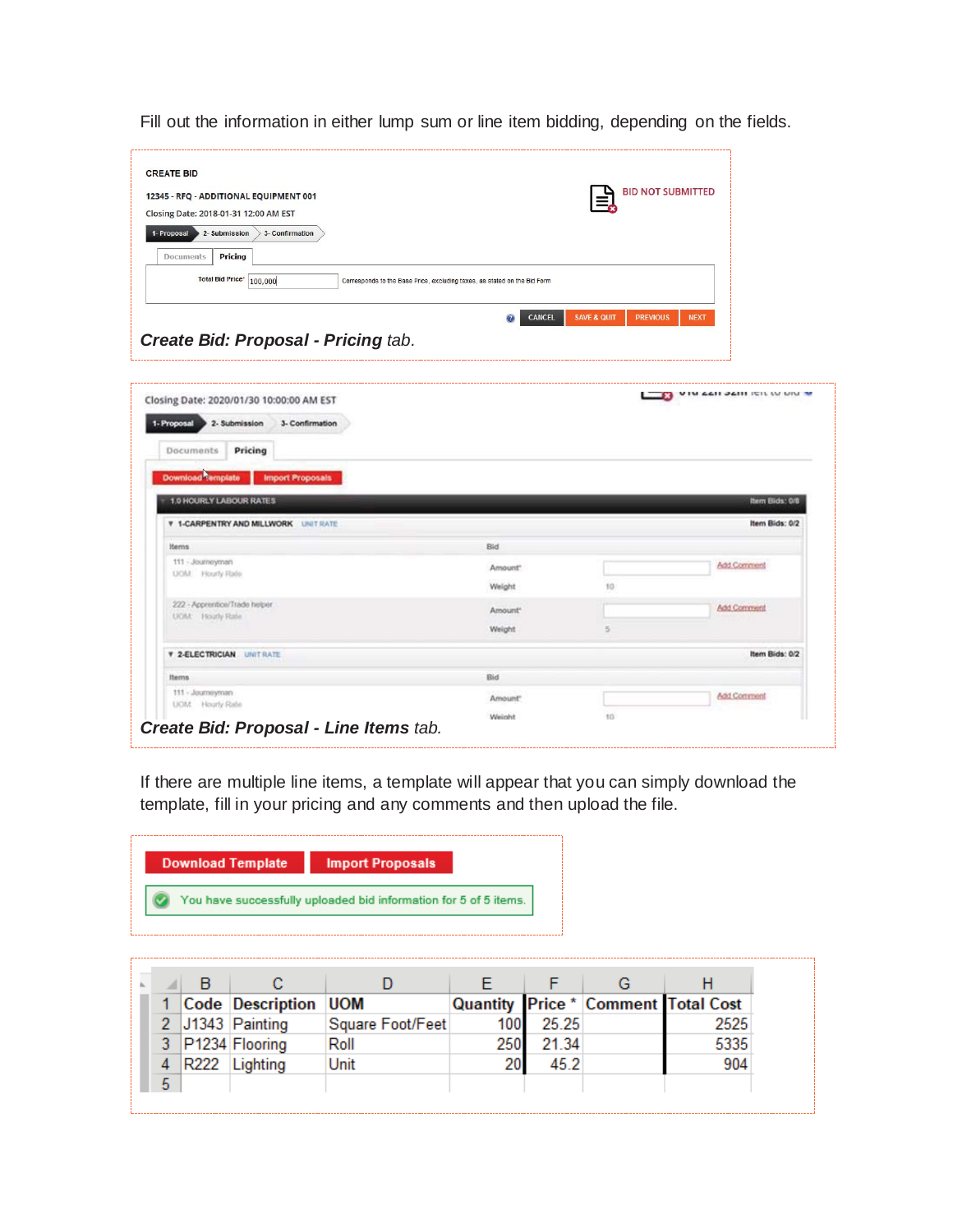Fill out the information in either lump sum or line item bidding, depending on the fields.

CREATE BID

12345 - RFQ - ADDITIONAL EQUIPMENT 001

Closing Date: 2018-01-31 12:00 AM EST

BID NOT SUBMITTED

1- Proposal | 2- Submission | 3- Confirmation

Documents | Pricing

Total Bid Price* 100,000 Corresponds to the Base Price, excluding taxes, as stated on the Bid Form

CANCEL | SAVE & QUIT | PREVIOUS | NEXT

***Create Bid: Proposal - Pricing*** *tab.*

Closing Date: 2020/01/30 10:00:00 AM EST

1- Proposal | 2- Submission | 3- Confirmation

Documents | Pricing

Download Template | Import Proposals

1.0 HOURLY LABOUR RATES — Item Bids: 0/8

1-CARPENTRY AND MILLWORK UNIT RATE — Item Bids: 0/2

| Items | Bid | | |
|---|---|---|---|
| 111 - Journeyman<br>UOM: Hourly Rate | Amount* | | Add Comment |
| | Weight | 10 | |
| 222 - Apprentice/Trade helper<br>UOM: Hourly Rate | Amount* | | Add Comment |
| | Weight | 5 | |

2-ELECTRICIAN UNIT RATE — Item Bids: 0/2

| Items | Bid | | |
|---|---|---|---|
| 111 - Journeyman<br>UOM: Hourly Rate | Amount* | | Add Comment |
| | Weight | 10 | |

***Create Bid: Proposal - Line Items*** *tab.*

If there are multiple line items, a template will appear that you can simply download the template, fill in your pricing and any comments and then upload the file.

Download Template | Import Proposals

You have successfully uploaded bid information for 5 of 5 items.

| | B | C | D | E | F | G | H |
|---|---|---|---|---|---|---|---|
| 1 | Code | Description | UOM | Quantity | Price * | Comment | Total Cost |
| 2 | J1343 | Painting | Square Foot/Feet | 100 | 25.25 | | 2525 |
| 3 | P1234 | Flooring | Roll | 250 | 21.34 | | 5335 |
| 4 | R222 | Lighting | Unit | 20 | 45.2 | | 904 |
| 5 | | | | | | | |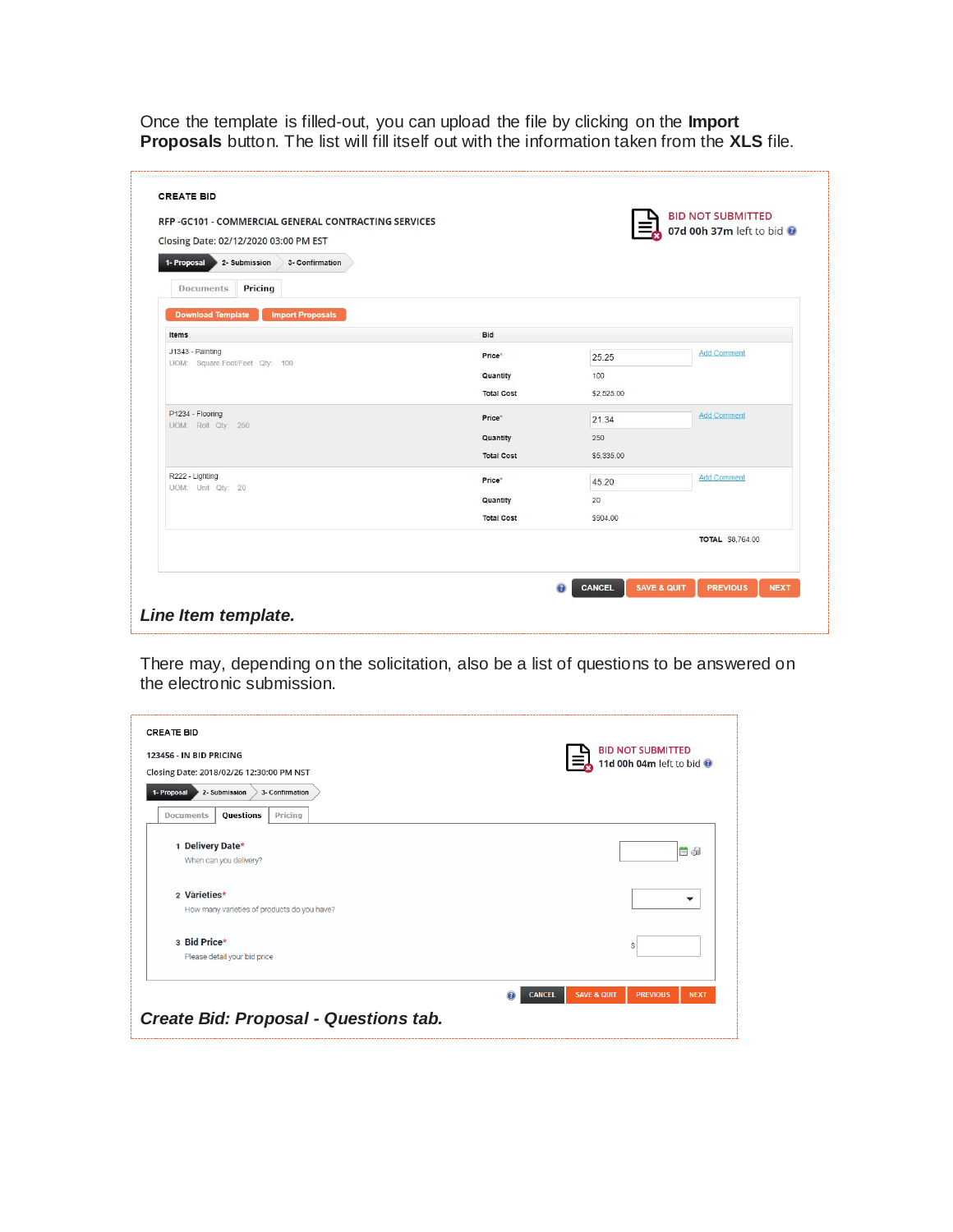Once the template is filled-out, you can upload the file by clicking on the **Import Proposals** button. The list will fill itself out with the information taken from the **XLS** file.

CREATE BID

RFP -GC101 - COMMERCIAL GENERAL CONTRACTING SERVICES

Closing Date: 02/12/2020 03:00 PM EST

BID NOT SUBMITTED
07d 00h 37m left to bid

1- Proposal | 2- Submission | 3- Confirmation

Documents | Pricing

Download Template | Import Proposals

| Items | Bid | | |
|---|---|---|---|
| J1343 - Painting<br>UOM: Square Foot/Feet Qty: 100 | Price* | 25.25 | Add Comment |
| | Quantity | 100 | |
| | Total Cost | $2,525.00 | |
| P1234 - Flooring<br>UOM: Roll Qty: 250 | Price* | 21.34 | Add Comment |
| | Quantity | 250 | |
| | Total Cost | $5,335.00 | |
| R222 - Lighting<br>UOM: Unit Qty: 20 | Price* | 45.20 | Add Comment |
| | Quantity | 20 | |
| | Total Cost | $904.00 | |

TOTAL $8,764.00

CANCEL | SAVE & QUIT | PREVIOUS | NEXT

***Line Item template.***

There may, depending on the solicitation, also be a list of questions to be answered on the electronic submission.

CREATE BID

123456 - IN BID PRICING

Closing Date: 2018/02/26 12:30:00 PM NST

BID NOT SUBMITTED
11d 00h 04m left to bid

1- Proposal | 2- Submission | 3- Confirmation

Documents | Questions | Pricing

1 Delivery Date*
When can you delivery?

2 Varieties*
How many varieties of products do you have?

3 Bid Price*
Please detail your bid price

CANCEL | SAVE & QUIT | PREVIOUS | NEXT

***Create Bid: Proposal - Questions tab.***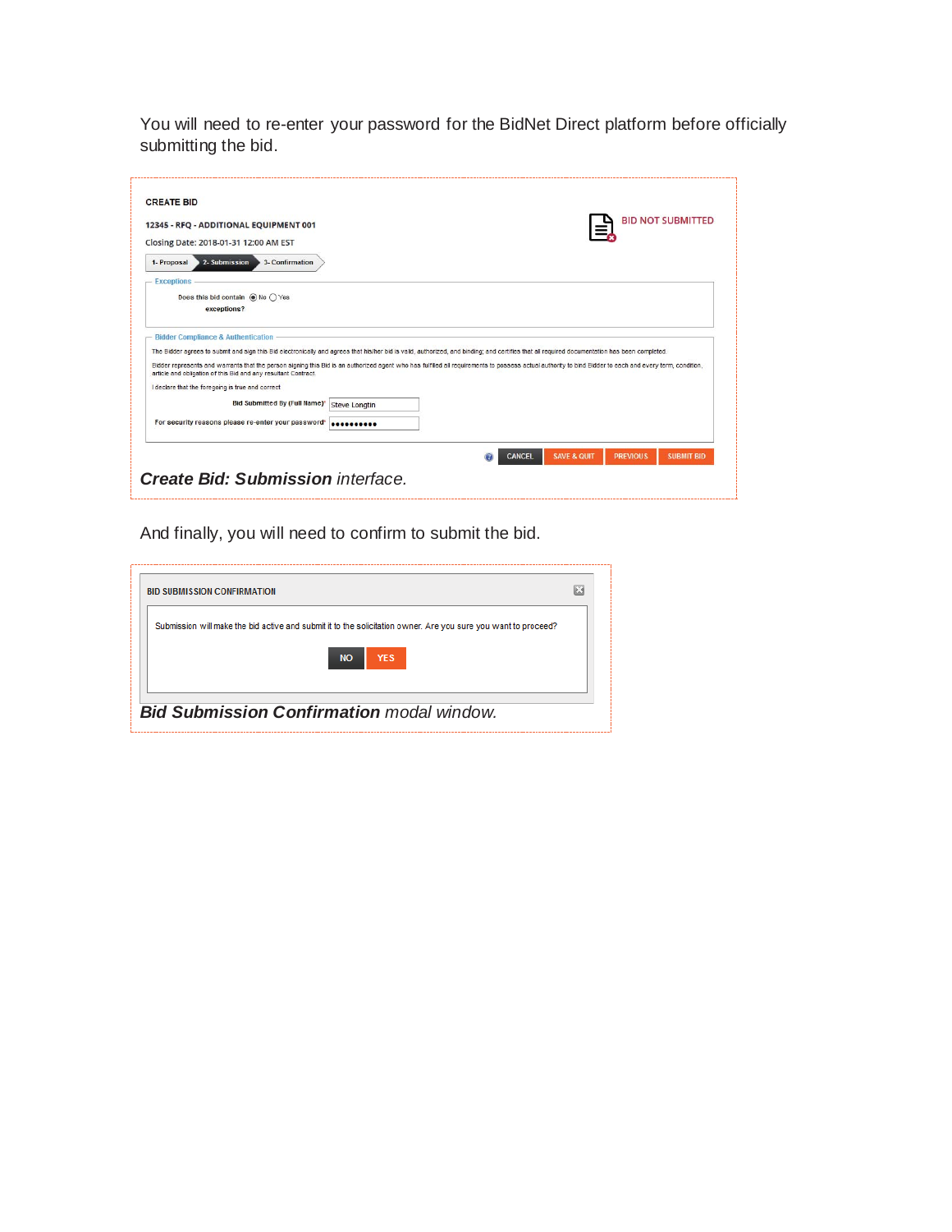You will need to re-enter your password for the BidNet Direct platform before officially submitting the bid.

***Create Bid: Submission*** *interface.*

And finally, you will need to confirm to submit the bid.

***Bid Submission Confirmation*** *modal window.*